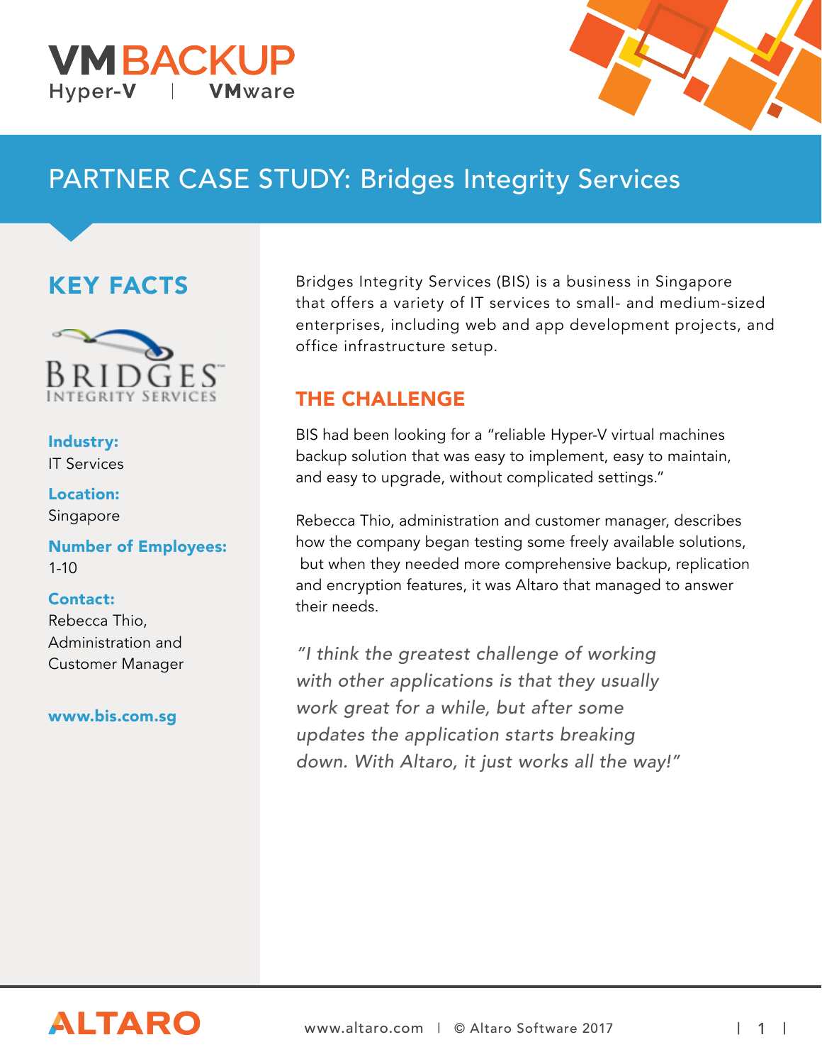VMBACKUP
Hyper-V | VMware

# PARTNER CASE STUDY: Bridges Integrity Services

## KEY FACTS

**Industry:**
IT Services

**Location:**
Singapore

**Number of Employees:**
1-10

**Contact:**
Rebecca Thio,
Administration and Customer Manager

**www.bis.com.sg**

Bridges Integrity Services (BIS) is a business in Singapore that offers a variety of IT services to small- and medium-sized enterprises, including web and app development projects, and office infrastructure setup.

## THE CHALLENGE

BIS had been looking for a "reliable Hyper-V virtual machines backup solution that was easy to implement, easy to maintain, and easy to upgrade, without complicated settings."

Rebecca Thio, administration and customer manager, describes how the company began testing some freely available solutions, but when they needed more comprehensive backup, replication and encryption features, it was Altaro that managed to answer their needs.

*"I think the greatest challenge of working with other applications is that they usually work great for a while, but after some updates the application starts breaking down. With Altaro, it just works all the way!"*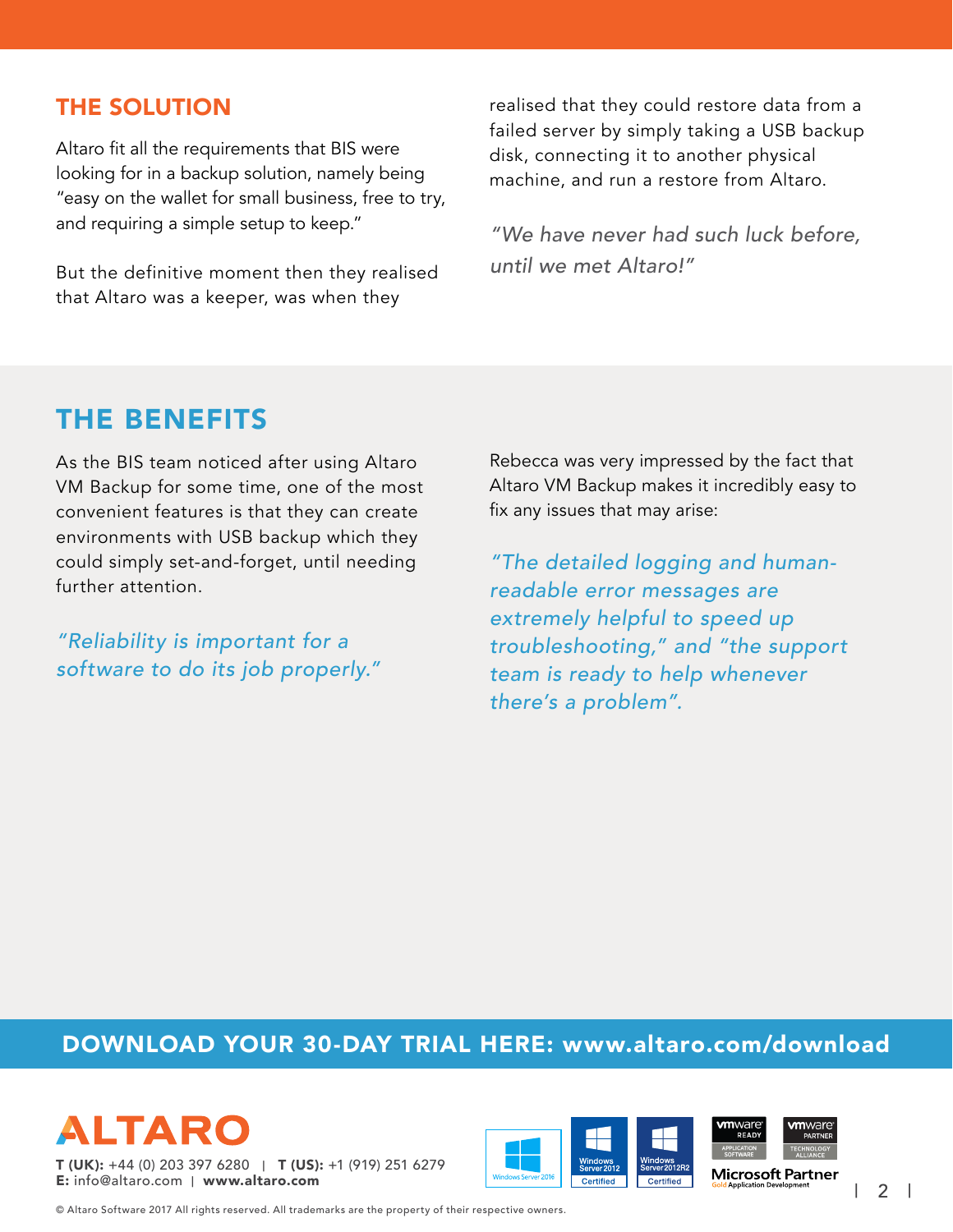## THE SOLUTION

Altaro fit all the requirements that BIS were looking for in a backup solution, namely being "easy on the wallet for small business, free to try, and requiring a simple setup to keep."

But the definitive moment then they realised that Altaro was a keeper, was when they realised that they could restore data from a failed server by simply taking a USB backup disk, connecting it to another physical machine, and run a restore from Altaro.

*"We have never had such luck before, until we met Altaro!"*

## THE BENEFITS

As the BIS team noticed after using Altaro VM Backup for some time, one of the most convenient features is that they can create environments with USB backup which they could simply set-and-forget, until needing further attention.

*"Reliability is important for a software to do its job properly."*

Rebecca was very impressed by the fact that Altaro VM Backup makes it incredibly easy to fix any issues that may arise:

*"The detailed logging and human-readable error messages are extremely helpful to speed up troubleshooting," and "the support team is ready to help whenever there's a problem".*

**DOWNLOAD YOUR 30-DAY TRIAL HERE: www.altaro.com/download**

ALTARO

**T (UK):** +44 (0) 203 397 6280 | **T (US):** +1 (919) 251 6279
**E:** info@altaro.com | **www.altaro.com**

© Altaro Software 2017 All rights reserved. All trademarks are the property of their respective owners.